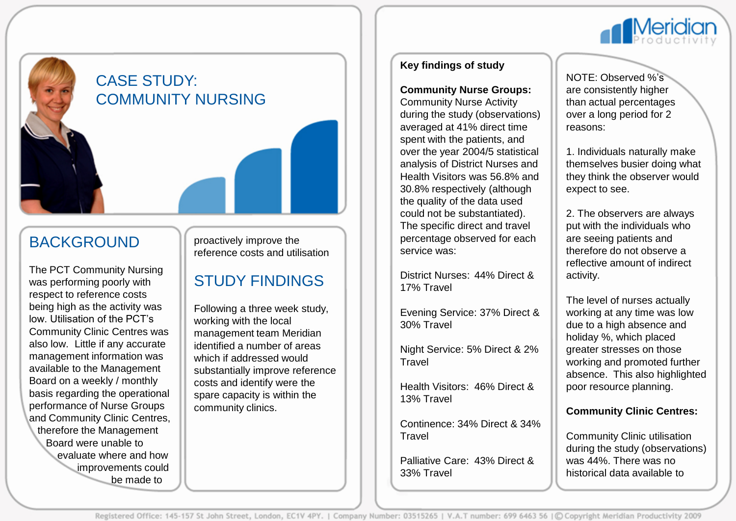# CASE STUDY: COMMUNITY NURSING

## BACKGROUND

The PCT Community Nursing was performing poorly with respect to reference costs being high as the activity was low. Utilisation of the PCT's Community Clinic Centres was also low. Little if any accurate management information was available to the Management Board on a weekly / monthly basis regarding the operational performance of Nurse Groups and Community Clinic Centres, therefore the Management Board were unable to evaluate where and how improvements could be made to proactively improve the reference costs and utilisation

## STUDY FINDINGS

Following a three week study, working with the local management team Meridian identified a number of areas which if addressed would substantially improve reference costs and identify were the spare capacity is within the community clinics.

**Key findings of study**

**Community Nurse Groups:**
Community Nurse Activity during the study (observations) averaged at 41% direct time spent with the patients, and over the year 2004/5 statistical analysis of District Nurses and Health Visitors was 56.8% and 30.8% respectively (although the quality of the data used could not be substantiated). The specific direct and travel percentage observed for each service was:

District Nurses: 44% Direct & 17% Travel

Evening Service: 37% Direct & 30% Travel

Night Service: 5% Direct & 2% Travel

Health Visitors: 46% Direct & 13% Travel

Continence: 34% Direct & 34% Travel

Palliative Care: 43% Direct & 33% Travel

NOTE: Observed %'s are consistently higher than actual percentages over a long period for 2 reasons:

1. Individuals naturally make themselves busier doing what they think the observer would expect to see.

2. The observers are always put with the individuals who are seeing patients and therefore do not observe a reflective amount of indirect activity.

The level of nurses actually working at any time was low due to a high absence and holiday %, which placed greater stresses on those working and promoted further absence. This also highlighted poor resource planning.

**Community Clinic Centres:**

Community Clinic utilisation during the study (observations) was 44%. There was no historical data available to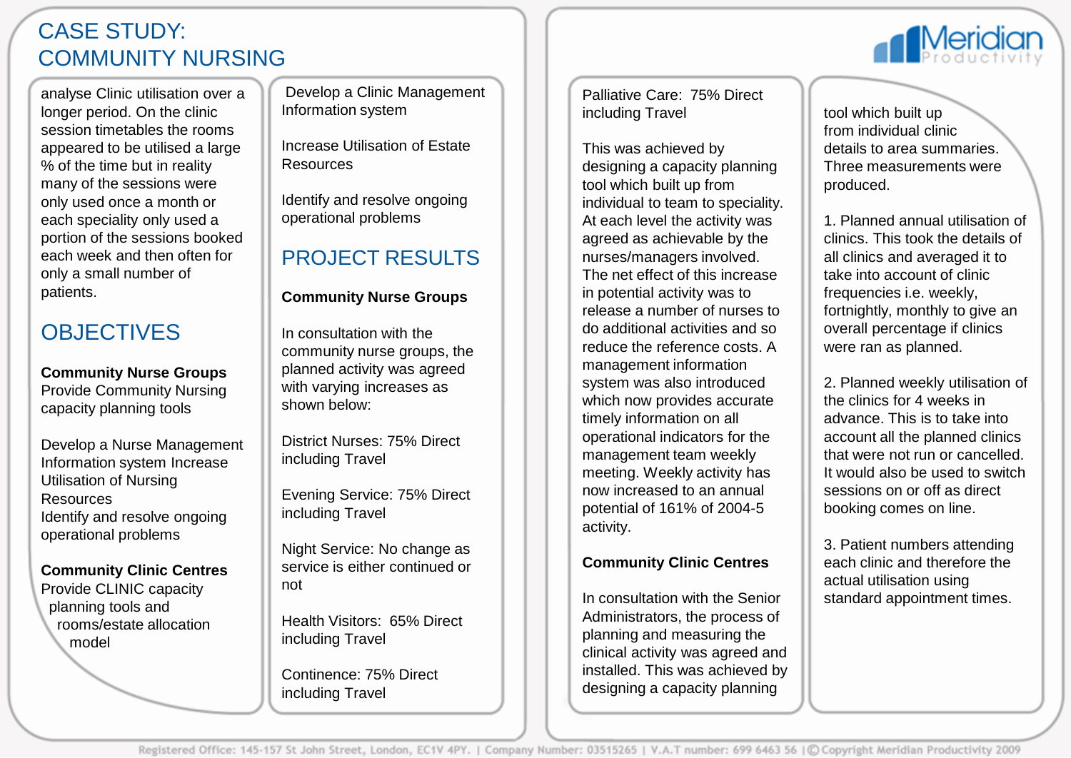# CASE STUDY: COMMUNITY NURSING

analyse Clinic utilisation over a longer period. On the clinic session timetables the rooms appeared to be utilised a large % of the time but in reality many of the sessions were only used once a month or each speciality only used a portion of the sessions booked each week and then often for only a small number of patients.

## OBJECTIVES

**Community Nurse Groups**
Provide Community Nursing capacity planning tools

Develop a Nurse Management Information system Increase Utilisation of Nursing Resources
Identify and resolve ongoing operational problems

**Community Clinic Centres**
Provide CLINIC capacity planning tools and rooms/estate allocation model

Develop a Clinic Management Information system

Increase Utilisation of Estate Resources

Identify and resolve ongoing operational problems

## PROJECT RESULTS

**Community Nurse Groups**

In consultation with the community nurse groups, the planned activity was agreed with varying increases as shown below:

District Nurses: 75% Direct including Travel

Evening Service: 75% Direct including Travel

Night Service: No change as service is either continued or not

Health Visitors: 65% Direct including Travel

Continence: 75% Direct including Travel

Palliative Care: 75% Direct including Travel

This was achieved by designing a capacity planning tool which built up from individual to team to speciality. At each level the activity was agreed as achievable by the nurses/managers involved. The net effect of this increase in potential activity was to release a number of nurses to do additional activities and so reduce the reference costs. A management information system was also introduced which now provides accurate timely information on all operational indicators for the management team weekly meeting. Weekly activity has now increased to an annual potential of 161% of 2004-5 activity.

**Community Clinic Centres**

In consultation with the Senior Administrators, the process of planning and measuring the clinical activity was agreed and installed. This was achieved by designing a capacity planning tool which built up from individual clinic details to area summaries. Three measurements were produced.

1. Planned annual utilisation of clinics. This took the details of all clinics and averaged it to take into account of clinic frequencies i.e. weekly, fortnightly, monthly to give an overall percentage if clinics were ran as planned.

2. Planned weekly utilisation of the clinics for 4 weeks in advance. This is to take into account all the planned clinics that were not run or cancelled. It would also be used to switch sessions on or off as direct booking comes on line.

3. Patient numbers attending each clinic and therefore the actual utilisation using standard appointment times.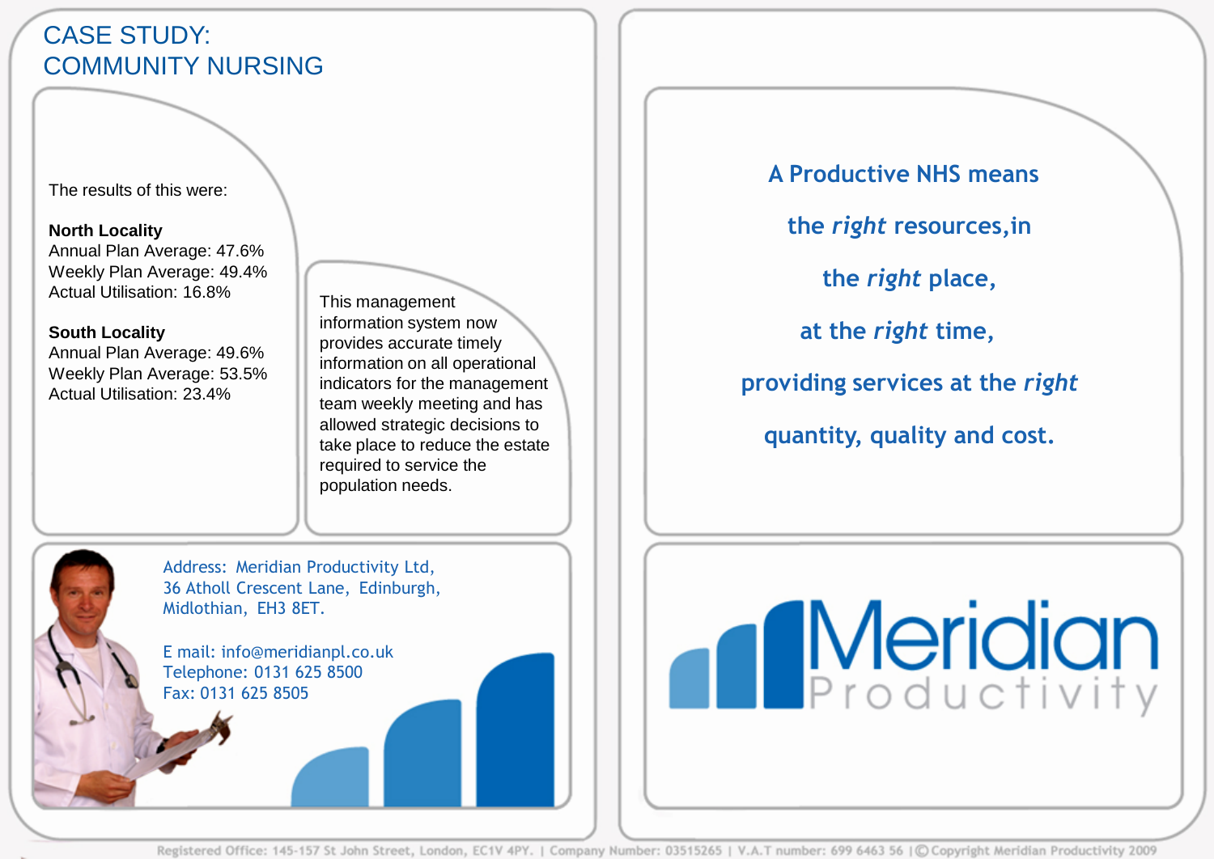# CASE STUDY: COMMUNITY NURSING

The results of this were:

**North Locality**
Annual Plan Average: 47.6%
Weekly Plan Average: 49.4%
Actual Utilisation: 16.8%

**South Locality**
Annual Plan Average: 49.6%
Weekly Plan Average: 53.5%
Actual Utilisation: 23.4%

This management information system now provides accurate timely information on all operational indicators for the management team weekly meeting and has allowed strategic decisions to take place to reduce the estate required to service the population needs.

Address: Meridian Productivity Ltd,
36 Atholl Crescent Lane, Edinburgh,
Midlothian, EH3 8ET.

E mail: info@meridianpl.co.uk
Telephone: 0131 625 8500
Fax: 0131 625 8505

**A Productive NHS means**

**the *right* resources,in**

**the *right* place,**

**at the *right* time,**

**providing services at the *right***

**quantity, quality and cost.**

Meridian Productivity

Registered Office: 145-157 St John Street, London, EC1V 4PY. | Company Number: 03515265 | V.A.T number: 699 6463 56 | © Copyright Meridian Productivity 2009